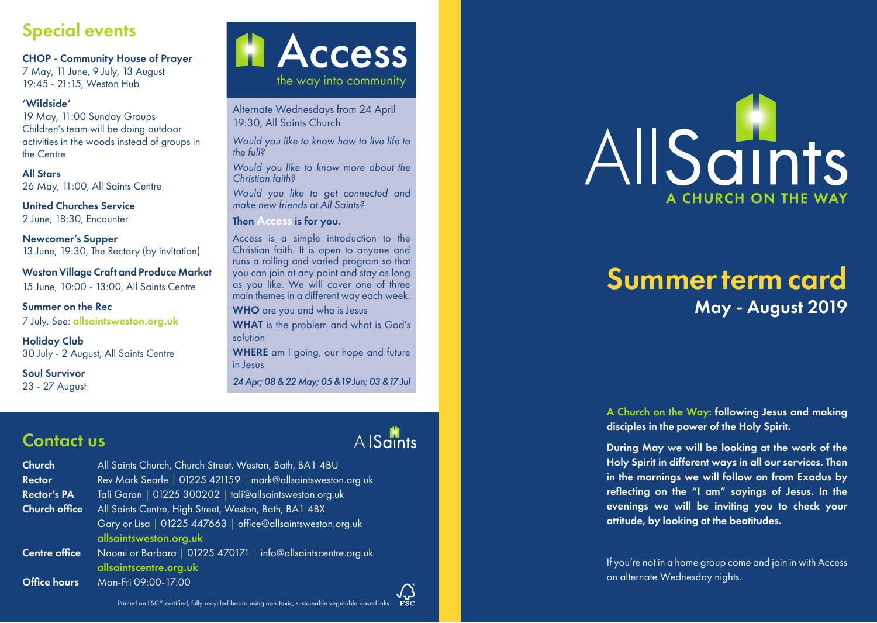## Special events

**CHOP - Community House of Prayer**
7 May, 11 June, 9 July, 13 August
19:45 - 21:15, Weston Hub

**'Wildside'**
19 May, 11:00 Sunday Groups
Children's team will be doing outdoor activities in the woods instead of groups in the Centre

**All Stars**
26 May, 11:00, All Saints Centre

**United Churches Service**
2 June, 18:30, Encounter

**Newcomer's Supper**
13 June, 19:30, The Rectory (by invitation)

**Weston Village Craft and Produce Market**
15 June, 10:00 - 13:00, All Saints Centre

**Summer on the Rec**
7 July, See: **allsaintsweston.org.uk**

**Holiday Club**
30 July - 2 August, All Saints Centre

**Soul Survivor**
23 - 27 August

## Access
the way into community

Alternate Wednesdays from 24 April
19:30, All Saints Church

*Would you like to know how to live life to the full?*

*Would you like to know more about the Christian faith?*

*Would you like to get connected and make new friends at All Saints?*

**Then Access is for you.**

Access is a simple introduction to the Christian faith. It is open to anyone and runs a rolling and varied program so that you can join at any point and stay as long as you like. We will cover one of three main themes in a different way each week.

**WHO** are you and who is Jesus

**WHAT** is the problem and what is God's solution

**WHERE** am I going, our hope and future in Jesus

*24 Apr; 08 & 22 May; 05 & 19 Jun; 03 & 17 Jul*

## Contact us

AllSaints

| | |
|---|---|
| **Church** | All Saints Church, Church Street, Weston, Bath, BA1 4BU |
| **Rector** | Rev Mark Searle \| 01225 421159 \| mark@allsaintsweston.org.uk |
| **Rector's PA** | Tali Garan \| 01225 300202 \| tali@allsaintsweston.org.uk |
| **Church office** | All Saints Centre, High Street, Weston, Bath, BA1 4BX |
| | Gary or Lisa \| 01225 447663 \| office@allsaintsweston.org.uk |
| | **allsaintsweston.org.uk** |
| **Centre office** | Naomi or Barbara \| 01225 470171 \| info@allsaintscentre.org.uk |
| | **allsaintscentre.org.uk** |
| **Office hours** | Mon-Fri 09:00-17:00 |

Printed on FSC® certified, fully recycled board using non-toxic, sustainable vegetable based inks

# AllSaints
A CHURCH ON THE WAY

# Summer term card
## May - August 2019

**A Church on the Way: following Jesus and making disciples in the power of the Holy Spirit.**

**During May we will be looking at the work of the Holy Spirit in different ways in all our services. Then in the mornings we will follow on from Exodus by reflecting on the "I am" sayings of Jesus. In the evenings we will be inviting you to check your attitude, by looking at the beatitudes.**

If you're not in a home group come and join in with Access on alternate Wednesday nights.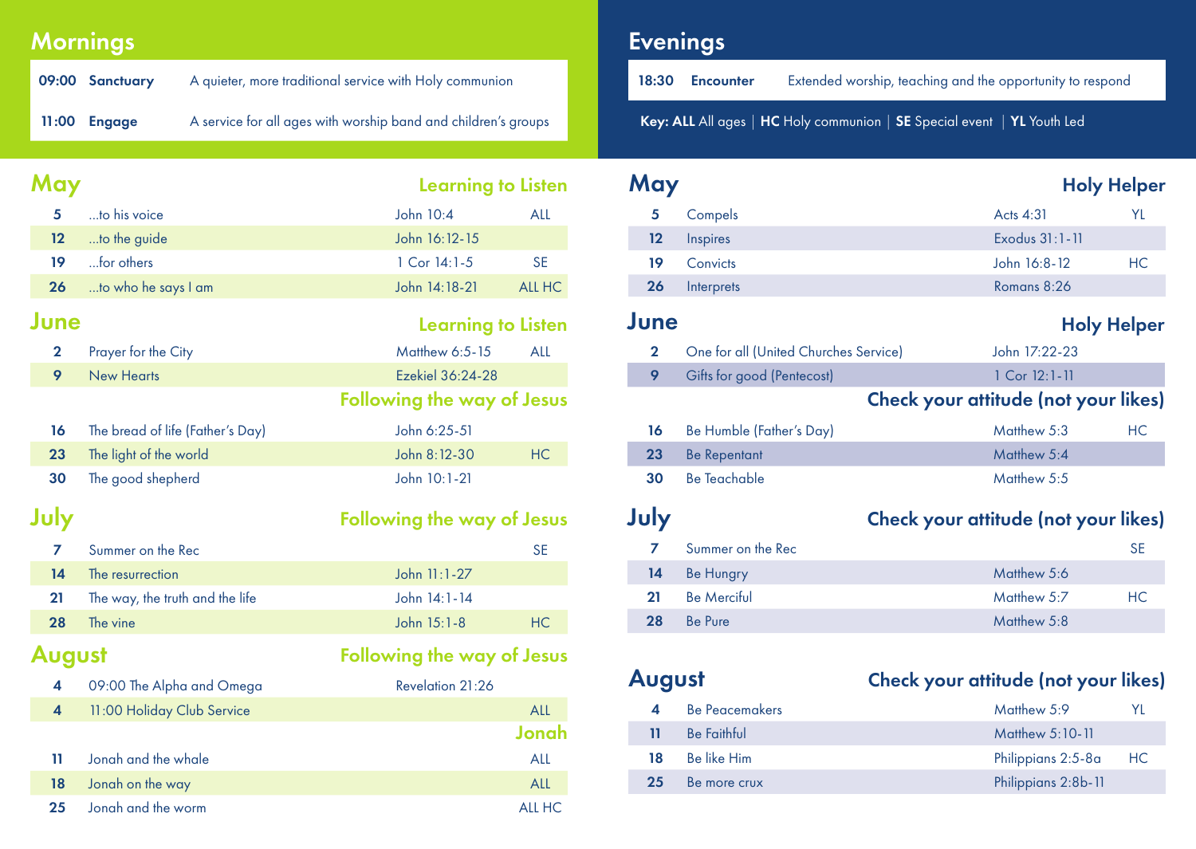## Mornings

| | | |
|---|---|---|
| 09:00 | **Sanctuary** | A quieter, more traditional service with Holy communion |
| 11:00 | **Engage** | A service for all ages with worship band and children's groups |

### May — Learning to Listen

| | | | |
|---|---|---|---|
| 5 | ...to his voice | John 10:4 | ALL |
| 12 | ...to the guide | John 16:12-15 | |
| 19 | ...for others | 1 Cor 14:1-5 | SE |
| 26 | ...to who he says I am | John 14:18-21 | ALL HC |

### June — Learning to Listen

| | | | |
|---|---|---|---|
| 2 | Prayer for the City | Matthew 6:5-15 | ALL |
| 9 | New Hearts | Ezekiel 36:24-28 | |

**Following the way of Jesus**

| | | | |
|---|---|---|---|
| 16 | The bread of life (Father's Day) | John 6:25-51 | |
| 23 | The light of the world | John 8:12-30 | HC |
| 30 | The good shepherd | John 10:1-21 | |

### July — Following the way of Jesus

| | | | |
|---|---|---|---|
| 7 | Summer on the Rec | | SE |
| 14 | The resurrection | John 11:1-27 | |
| 21 | The way, the truth and the life | John 14:1-14 | |
| 28 | The vine | John 15:1-8 | HC |

### August — Following the way of Jesus

| | | | |
|---|---|---|---|
| 4 | 09:00 The Alpha and Omega | Revelation 21:26 | |
| 4 | 11:00 Holiday Club Service | | ALL |

**Jonah**

| | | | |
|---|---|---|---|
| 11 | Jonah and the whale | | ALL |
| 18 | Jonah on the way | | ALL |
| 25 | Jonah and the worm | | ALL HC |

## Evenings

| | | |
|---|---|---|
| 18:30 | **Encounter** | Extended worship, teaching and the opportunity to respond |

**Key: ALL** All ages | **HC** Holy communion | **SE** Special event | **YL** Youth Led

### May — Holy Helper

| | | | |
|---|---|---|---|
| 5 | Compels | Acts 4:31 | YL |
| 12 | Inspires | Exodus 31:1-11 | |
| 19 | Convicts | John 16:8-12 | HC |
| 26 | Interprets | Romans 8:26 | |

### June — Holy Helper

| | | | |
|---|---|---|---|
| 2 | One for all (United Churches Service) | John 17:22-23 | |
| 9 | Gifts for good (Pentecost) | 1 Cor 12:1-11 | |

**Check your attitude (not your likes)**

| | | | |
|---|---|---|---|
| 16 | Be Humble (Father's Day) | Matthew 5:3 | HC |
| 23 | Be Repentant | Matthew 5:4 | |
| 30 | Be Teachable | Matthew 5:5 | |

### July — Check your attitude (not your likes)

| | | | |
|---|---|---|---|
| 7 | Summer on the Rec | | SE |
| 14 | Be Hungry | Matthew 5:6 | |
| 21 | Be Merciful | Matthew 5:7 | HC |
| 28 | Be Pure | Matthew 5:8 | |

### August — Check your attitude (not your likes)

| | | | |
|---|---|---|---|
| 4 | Be Peacemakers | Matthew 5:9 | YL |
| 11 | Be Faithful | Matthew 5:10-11 | |
| 18 | Be like Him | Philippians 2:5-8a | HC |
| 25 | Be more crux | Philippians 2:8b-11 | |